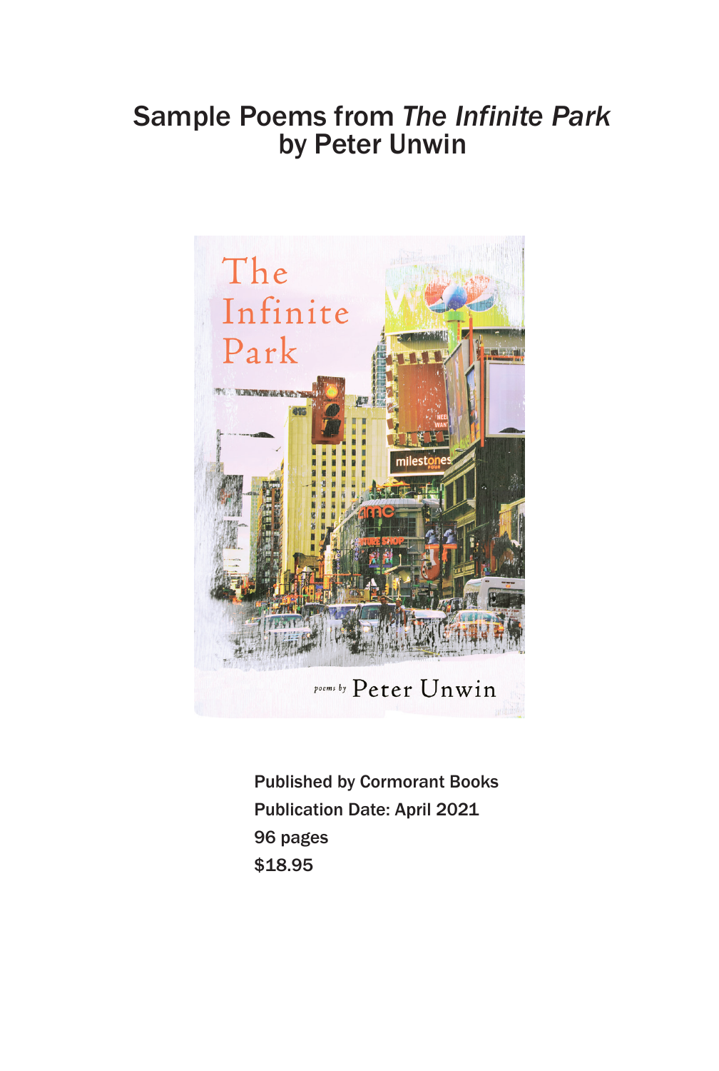# Sample Poems from *The Infinite Park* by Peter Unwin

**Published by Cormorant Books**
**Publication Date: April 2021**
**96 pages**
**$18.95**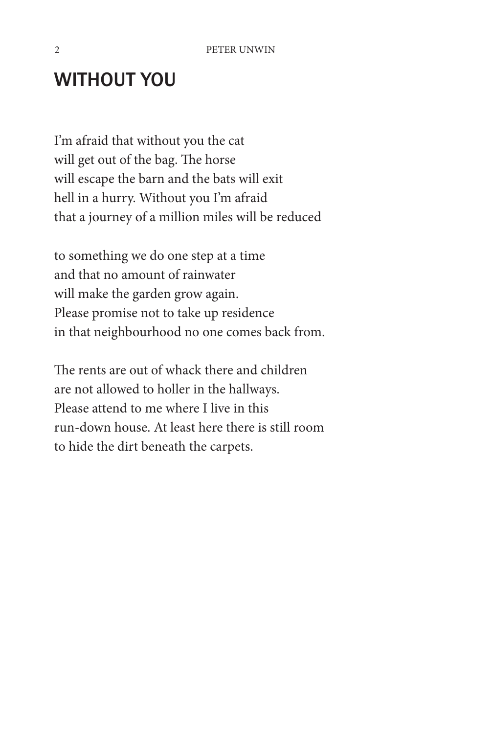# WITHOUT YOU

I'm afraid that without you the cat  
will get out of the bag. The horse  
will escape the barn and the bats will exit  
hell in a hurry. Without you I'm afraid  
that a journey of a million miles will be reduced

to something we do one step at a time  
and that no amount of rainwater  
will make the garden grow again.  
Please promise not to take up residence  
in that neighbourhood no one comes back from.

The rents are out of whack there and children  
are not allowed to holler in the hallways.  
Please attend to me where I live in this  
run-down house. At least here there is still room  
to hide the dirt beneath the carpets.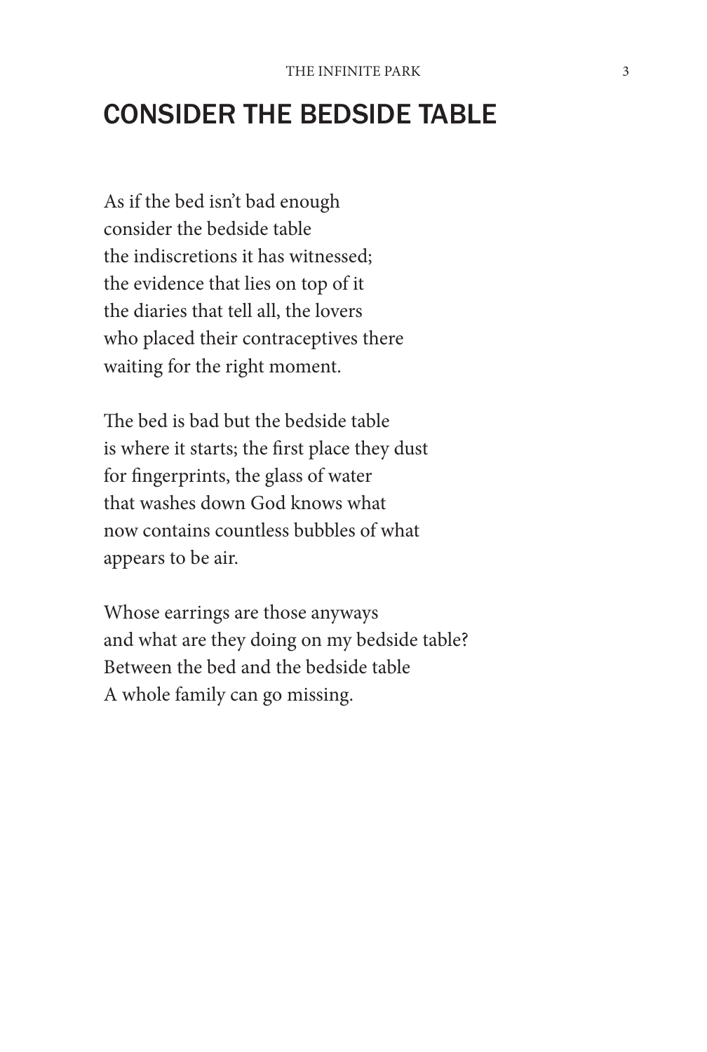# CONSIDER THE BEDSIDE TABLE

As if the bed isn't bad enough
consider the bedside table
the indiscretions it has witnessed;
the evidence that lies on top of it
the diaries that tell all, the lovers
who placed their contraceptives there
waiting for the right moment.

The bed is bad but the bedside table
is where it starts; the first place they dust
for fingerprints, the glass of water
that washes down God knows what
now contains countless bubbles of what
appears to be air.

Whose earrings are those anyways
and what are they doing on my bedside table?
Between the bed and the bedside table
A whole family can go missing.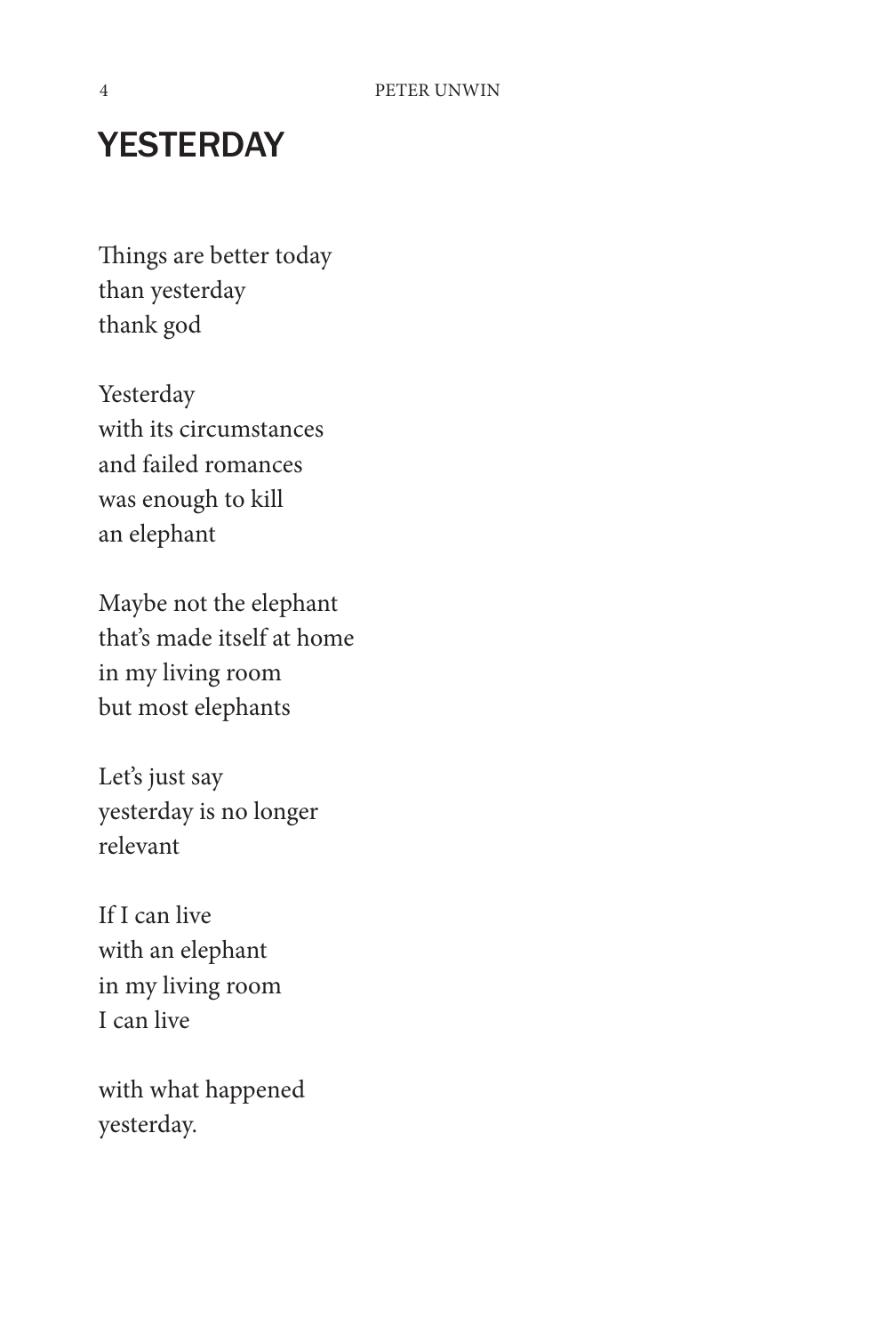# YESTERDAY

Things are better today  
than yesterday  
thank god

Yesterday  
with its circumstances  
and failed romances  
was enough to kill  
an elephant

Maybe not the elephant  
that's made itself at home  
in my living room  
but most elephants

Let's just say  
yesterday is no longer  
relevant

If I can live  
with an elephant  
in my living room  
I can live

with what happened  
yesterday.